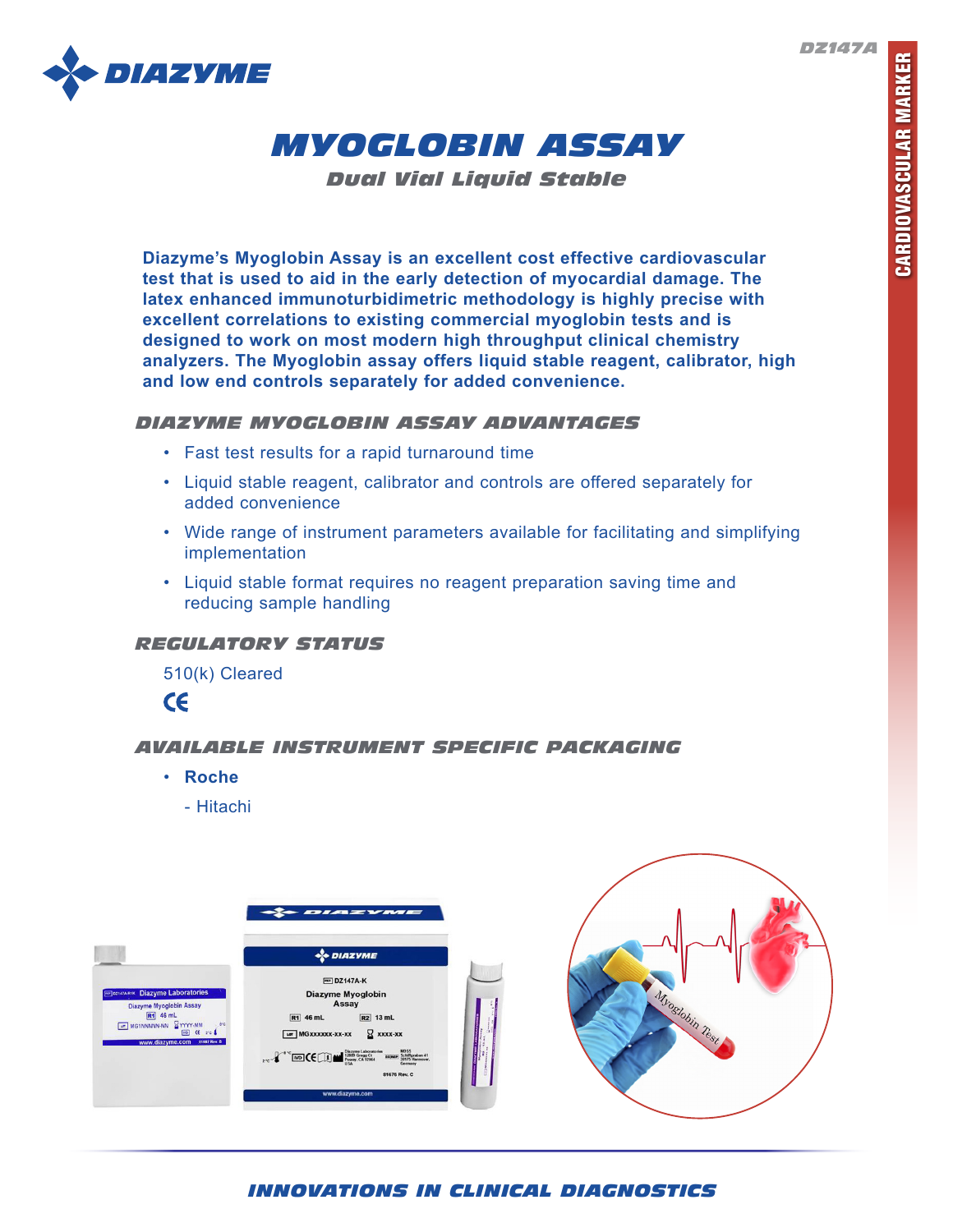DZ147A

CARDIOVASCULAR MARKER

# MYOGLOBIN ASSAY

## Dual Vial Liquid Stable

**Diazyme's Myoglobin Assay is an excellent cost effective cardiovascular test that is used to aid in the early detection of myocardial damage. The latex enhanced immunoturbidimetric methodology is highly precise with excellent correlations to existing commercial myoglobin tests and is designed to work on most modern high throughput clinical chemistry analyzers. The Myoglobin assay offers liquid stable reagent, calibrator, high and low end controls separately for added convenience.**

### DIAZYME MYOGLOBIN ASSAY ADVANTAGES

- Fast test results for a rapid turnaround time
- Liquid stable reagent, calibrator and controls are offered separately for added convenience
- Wide range of instrument parameters available for facilitating and simplifying implementation
- Liquid stable format requires no reagent preparation saving time and reducing sample handling

### REGULATORY STATUS

510(k) Cleared

CE

### AVAILABLE INSTRUMENT SPECIFIC PACKAGING

- **Roche**
  - Hitachi

INNOVATIONS IN CLINICAL DIAGNOSTICS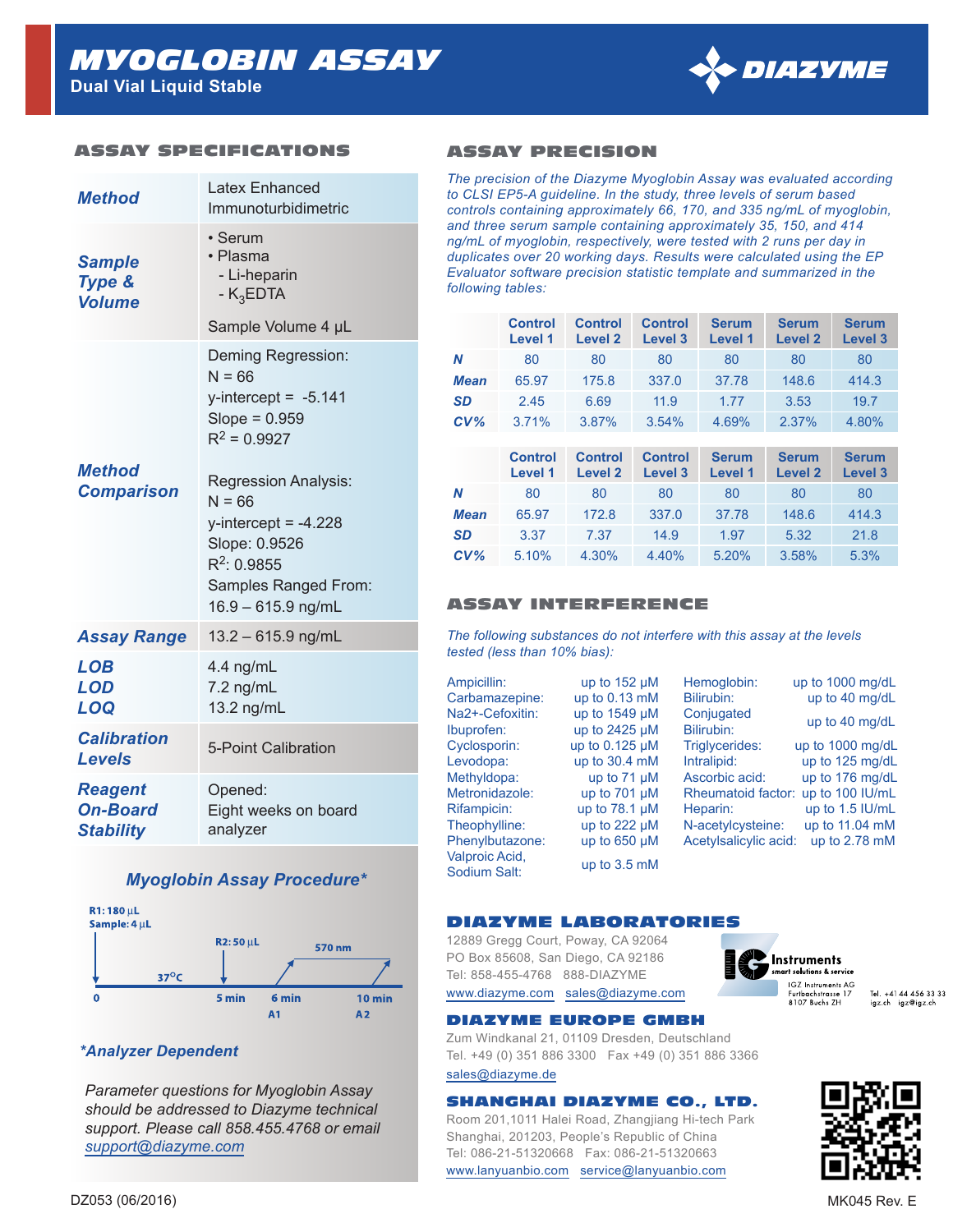# MYOGLOBIN ASSAY

**Dual Vial Liquid Stable**

DIAZYME

## ASSAY SPECIFICATIONS

| | |
|---|---|
| ***Method*** | Latex Enhanced Immunoturbidimetric |
| ***Sample Type & Volume*** | • Serum<br>• Plasma<br>- Li-heparin<br>- $K_3EDTA$<br><br>Sample Volume 4 µL |
| ***Method Comparison*** | Deming Regression:<br>N = 66<br>y-intercept = -5.141<br>Slope = 0.959<br>$R^2$ = 0.9927<br><br>Regression Analysis:<br>N = 66<br>y-intercept = -4.228<br>Slope: 0.9526<br>$R^2$: 0.9855<br>Samples Ranged From:<br>16.9 – 615.9 ng/mL |
| ***Assay Range*** | 13.2 – 615.9 ng/mL |
| ***LOB***<br>***LOD***<br>***LOQ*** | 4.4 ng/mL<br>7.2 ng/mL<br>13.2 ng/mL |
| ***Calibration Levels*** | 5-Point Calibration |
| ***Reagent On-Board Stability*** | Opened:<br>Eight weeks on board analyzer |

### *Myoglobin Assay Procedure**

R1: 180 µL
Sample: 4 µL
37°C
R2: 50 µL
570 nm
0
5 min
6 min
10 min
A1
A2

*\*Analyzer Dependent*

*Parameter questions for Myoglobin Assay should be addressed to Diazyme technical support. Please call 858.455.4768 or email support@diazyme.com*

## ASSAY PRECISION

*The precision of the Diazyme Myoglobin Assay was evaluated according to CLSI EP5-A guideline. In the study, three levels of serum based controls containing approximately 66, 170, and 335 ng/mL of myoglobin, and three serum sample containing approximately 35, 150, and 414 ng/mL of myoglobin, respectively, were tested with 2 runs per day in duplicates over 20 working days. Results were calculated using the EP Evaluator software precision statistic template and summarized in the following tables:*

| | Control Level 1 | Control Level 2 | Control Level 3 | Serum Level 1 | Serum Level 2 | Serum Level 3 |
|---|---|---|---|---|---|---|
| ***N*** | 80 | 80 | 80 | 80 | 80 | 80 |
| ***Mean*** | 65.97 | 175.8 | 337.0 | 37.78 | 148.6 | 414.3 |
| ***SD*** | 2.45 | 6.69 | 11.9 | 1.77 | 3.53 | 19.7 |
| ***CV%*** | 3.71% | 3.87% | 3.54% | 4.69% | 2.37% | 4.80% |

| | Control Level 1 | Control Level 2 | Control Level 3 | Serum Level 1 | Serum Level 2 | Serum Level 3 |
|---|---|---|---|---|---|---|
| ***N*** | 80 | 80 | 80 | 80 | 80 | 80 |
| ***Mean*** | 65.97 | 172.8 | 337.0 | 37.78 | 148.6 | 414.3 |
| ***SD*** | 3.37 | 7.37 | 14.9 | 1.97 | 5.32 | 21.8 |
| ***CV%*** | 5.10% | 4.30% | 4.40% | 5.20% | 3.58% | 5.3% |

## ASSAY INTERFERENCE

*The following substances do not interfere with this assay at the levels tested (less than 10% bias):*

| | | | |
|---|---|---|---|
| Ampicillin: | up to 152 µM | Hemoglobin: | up to 1000 mg/dL |
| Carbamazepine: | up to 0.13 mM | Bilirubin: | up to 40 mg/dL |
| Na2+-Cefoxitin: | up to 1549 µM | Conjugated Bilirubin: | up to 40 mg/dL |
| Ibuprofen: | up to 2425 µM | Triglycerides: | up to 1000 mg/dL |
| Cyclosporin: | up to 0.125 µM | Intralipid: | up to 125 mg/dL |
| Levodopa: | up to 30.4 mM | Ascorbic acid: | up to 176 mg/dL |
| Methyldopa: | up to 71 µM | Rheumatoid factor: | up to 100 IU/mL |
| Metronidazole: | up to 701 µM | Heparin: | up to 1.5 IU/mL |
| Rifampicin: | up to 78.1 µM | N-acetylcysteine: | up to 11.04 mM |
| Theophylline: | up to 222 µM | Acetylsalicylic acid: | up to 2.78 mM |
| Phenylbutazone: | up to 650 µM | | |
| Valproic Acid, Sodium Salt: | up to 3.5 mM | | |

## DIAZYME LABORATORIES

12889 Gregg Court, Poway, CA 92064
PO Box 85608, San Diego, CA 92186
Tel: 858-455-4768 888-DIAZYME
www.diazyme.com sales@diazyme.com

IG Instruments smart solutions & service
IGZ Instruments AG
Furtbachstrasse 17
8107 Buchs ZH
Tel. +41 44 456 33 33
igz.ch igz@igz.ch

## DIAZYME EUROPE GMBH

Zum Windkanal 21, 01109 Dresden, Deutschland
Tel. +49 (0) 351 886 3300 Fax +49 (0) 351 886 3366
sales@diazyme.de

## SHANGHAI DIAZYME CO., LTD.

Room 201,1011 Halei Road, Zhangjiang Hi-tech Park
Shanghai, 201203, People's Republic of China
Tel: 086-21-51320668 Fax: 086-21-51320663
www.lanyuanbio.com service@lanyuanbio.com

DZ053 (06/2016)

MK045 Rev. E